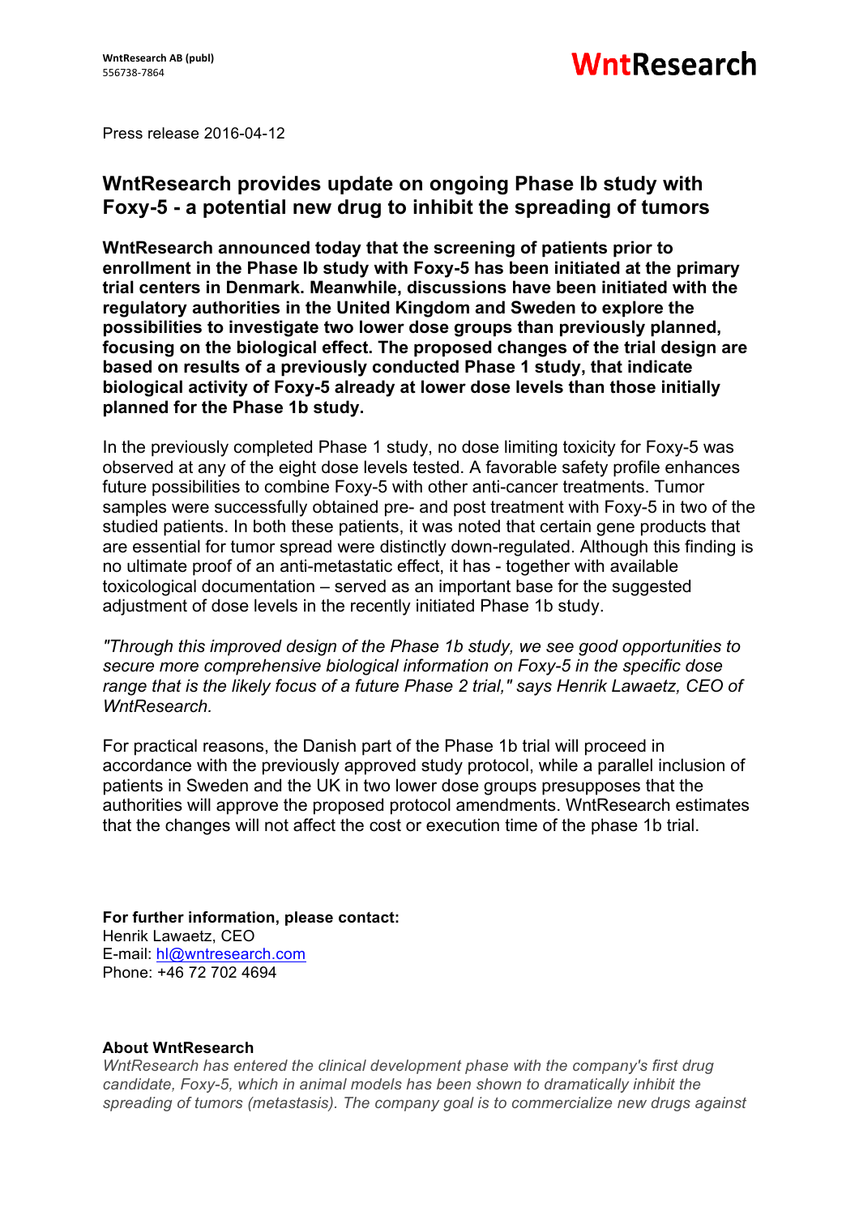WntResearch AB (publ)
556738-7864

WntResearch

Press release 2016-04-12

# WntResearch provides update on ongoing Phase Ib study with Foxy-5 - a potential new drug to inhibit the spreading of tumors

**WntResearch announced today that the screening of patients prior to enrollment in the Phase Ib study with Foxy-5 has been initiated at the primary trial centers in Denmark. Meanwhile, discussions have been initiated with the regulatory authorities in the United Kingdom and Sweden to explore the possibilities to investigate two lower dose groups than previously planned, focusing on the biological effect. The proposed changes of the trial design are based on results of a previously conducted Phase 1 study, that indicate biological activity of Foxy-5 already at lower dose levels than those initially planned for the Phase 1b study.**

In the previously completed Phase 1 study, no dose limiting toxicity for Foxy-5 was observed at any of the eight dose levels tested. A favorable safety profile enhances future possibilities to combine Foxy-5 with other anti-cancer treatments. Tumor samples were successfully obtained pre- and post treatment with Foxy-5 in two of the studied patients. In both these patients, it was noted that certain gene products that are essential for tumor spread were distinctly down-regulated. Although this finding is no ultimate proof of an anti-metastatic effect, it has - together with available toxicological documentation – served as an important base for the suggested adjustment of dose levels in the recently initiated Phase 1b study.

*"Through this improved design of the Phase 1b study, we see good opportunities to secure more comprehensive biological information on Foxy-5 in the specific dose range that is the likely focus of a future Phase 2 trial," says Henrik Lawaetz, CEO of WntResearch.*

For practical reasons, the Danish part of the Phase 1b trial will proceed in accordance with the previously approved study protocol, while a parallel inclusion of patients in Sweden and the UK in two lower dose groups presupposes that the authorities will approve the proposed protocol amendments. WntResearch estimates that the changes will not affect the cost or execution time of the phase 1b trial.

**For further information, please contact:**
Henrik Lawaetz, CEO
E-mail: hl@wntresearch.com
Phone: +46 72 702 4694

**About WntResearch**
*WntResearch has entered the clinical development phase with the company's first drug candidate, Foxy-5, which in animal models has been shown to dramatically inhibit the spreading of tumors (metastasis). The company goal is to commercialize new drugs against*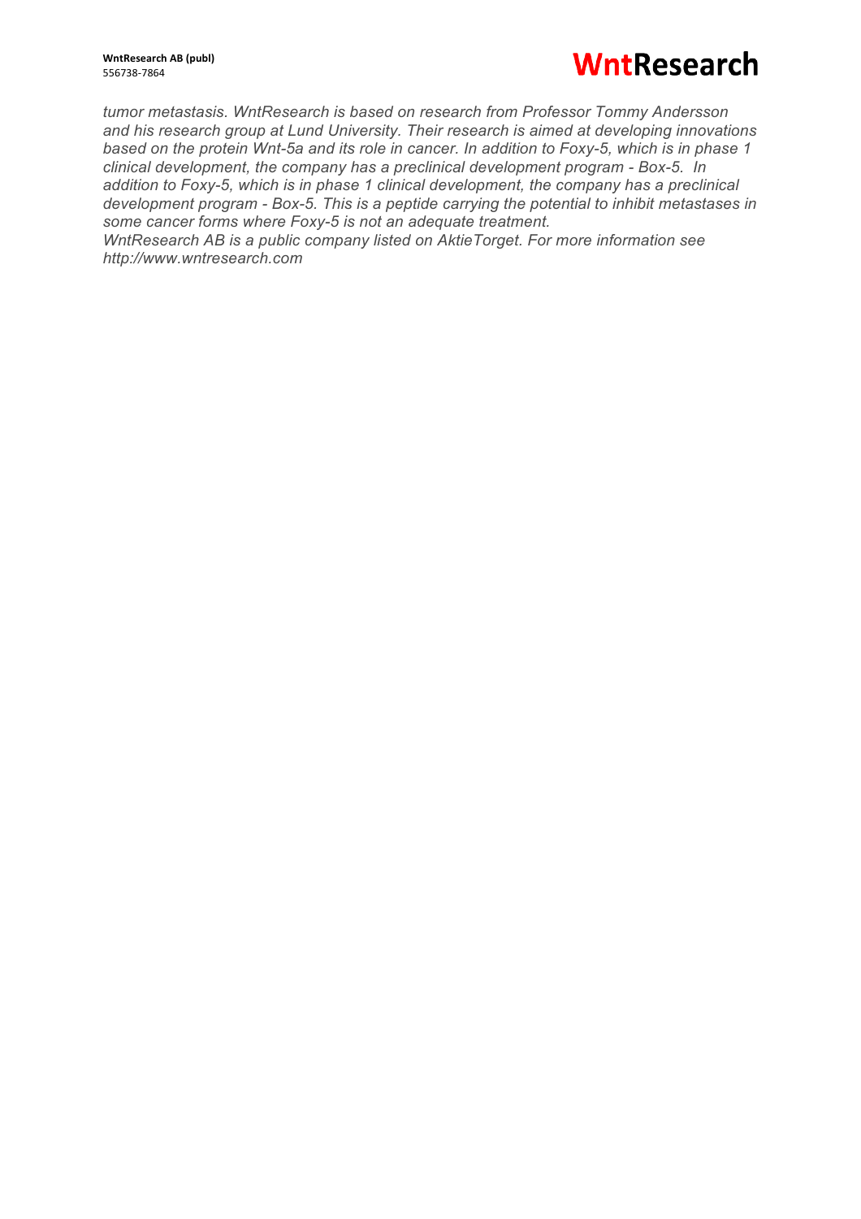*tumor metastasis. WntResearch is based on research from Professor Tommy Andersson and his research group at Lund University. Their research is aimed at developing innovations based on the protein Wnt-5a and its role in cancer. In addition to Foxy-5, which is in phase 1 clinical development, the company has a preclinical development program - Box-5. In addition to Foxy-5, which is in phase 1 clinical development, the company has a preclinical development program - Box-5. This is a peptide carrying the potential to inhibit metastases in some cancer forms where Foxy-5 is not an adequate treatment.*

*WntResearch AB is a public company listed on AktieTorget. For more information see http://www.wntresearch.com*